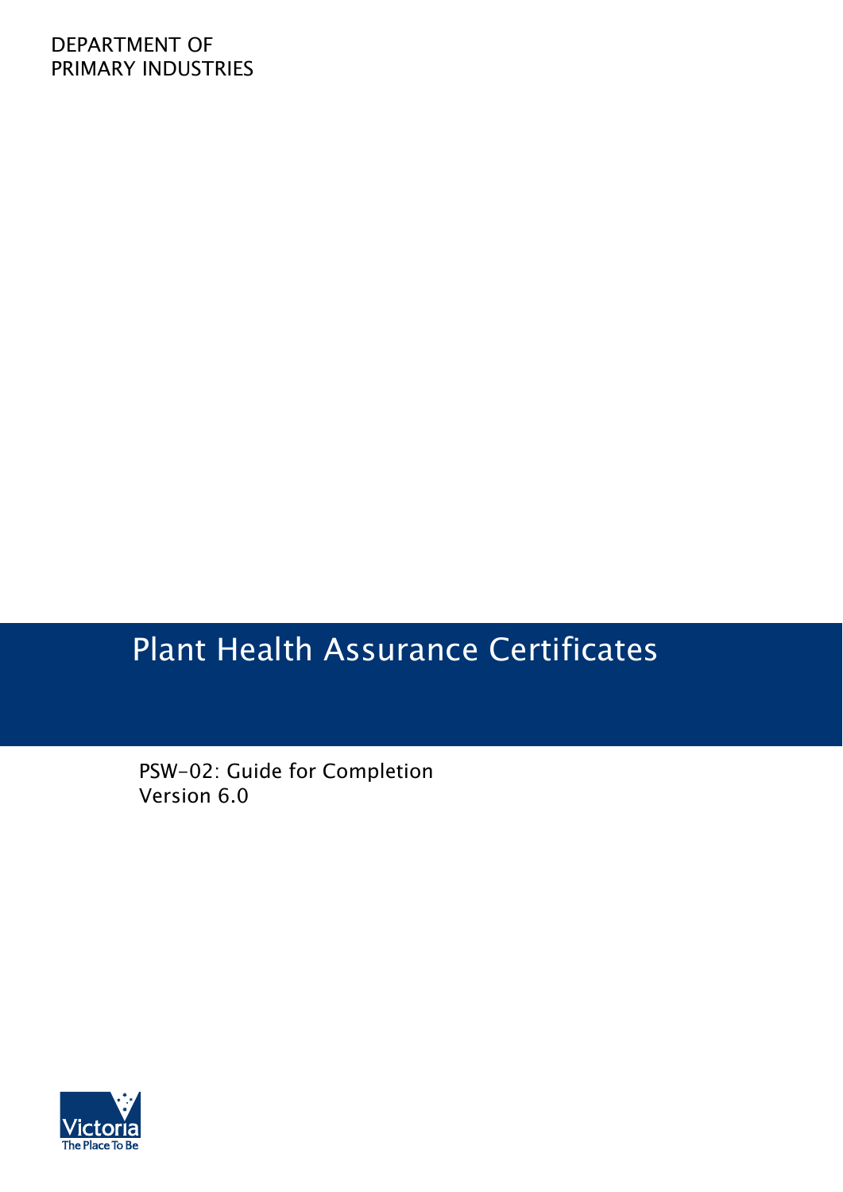DEPARTMENT OF
PRIMARY INDUSTRIES

# Plant Health Assurance Certificates

PSW-02: Guide for Completion
Version 6.0

Victoria
The Place To Be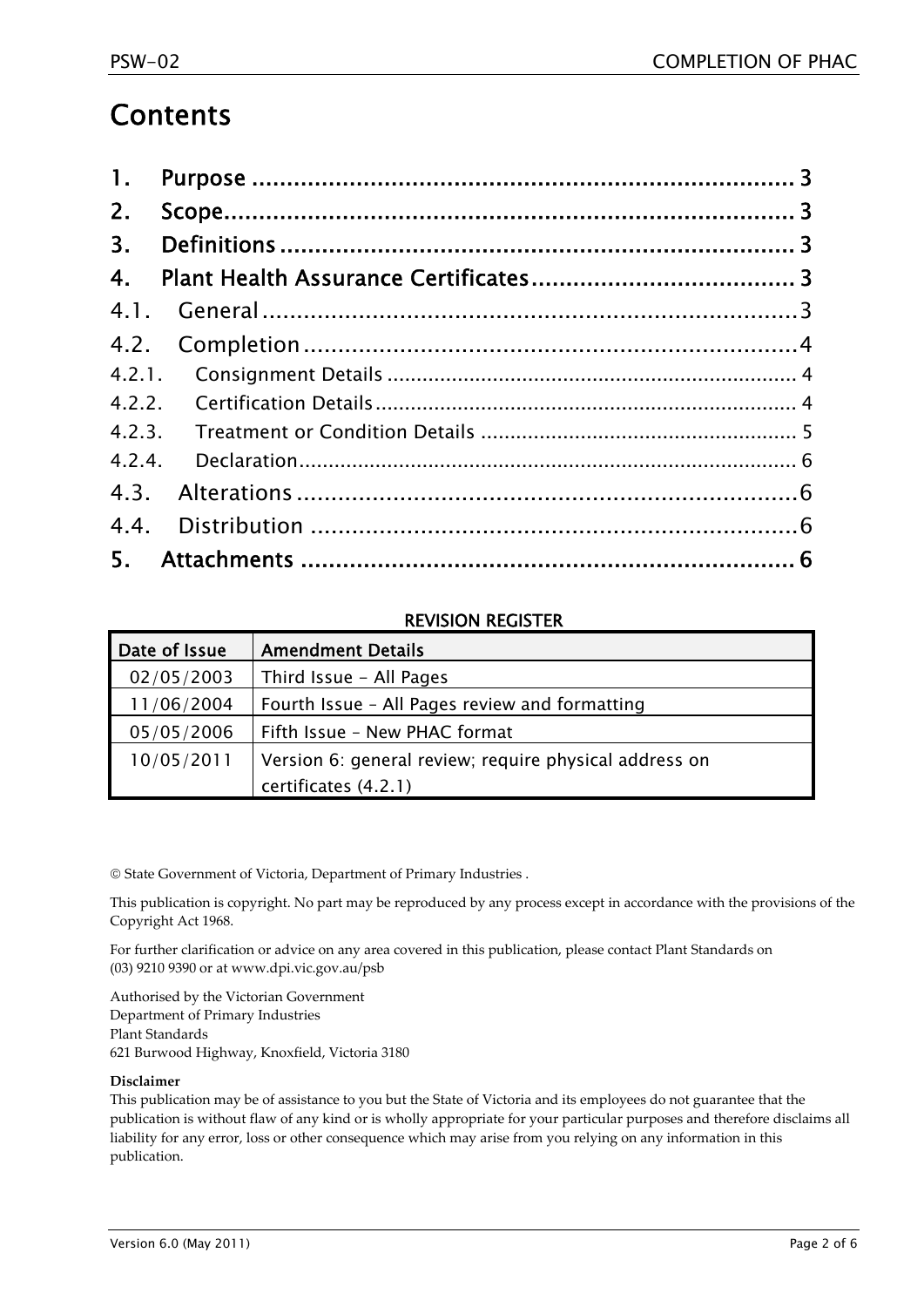# Contents

1. Purpose ........................................................................ 3
2. Scope............................................................................ 3
3. Definitions ..................................................................... 3
4. Plant Health Assurance Certificates..................................... 3

4.1. General ...................................................................... 3

4.2. Completion ................................................................. 4

4.2.1. Consignment Details ................................................... 4

4.2.2. Certification Details .................................................... 4

4.2.3. Treatment or Condition Details ..................................... 5

4.2.4. Declaration ................................................................ 6

4.3. Alterations .................................................................. 6

4.4. Distribution ................................................................ 6

5. Attachments .................................................................. 6

**REVISION REGISTER**

| Date of Issue | Amendment Details |
|---|---|
| 02/05/2003 | Third Issue - All Pages |
| 11/06/2004 | Fourth Issue – All Pages review and formatting |
| 05/05/2006 | Fifth Issue – New PHAC format |
| 10/05/2011 | Version 6: general review; require physical address on certificates (4.2.1) |

© State Government of Victoria, Department of Primary Industries .

This publication is copyright. No part may be reproduced by any process except in accordance with the provisions of the Copyright Act 1968.

For further clarification or advice on any area covered in this publication, please contact Plant Standards on (03) 9210 9390 or at www.dpi.vic.gov.au/psb

Authorised by the Victorian Government
Department of Primary Industries
Plant Standards
621 Burwood Highway, Knoxfield, Victoria 3180

**Disclaimer**
This publication may be of assistance to you but the State of Victoria and its employees do not guarantee that the publication is without flaw of any kind or is wholly appropriate for your particular purposes and therefore disclaims all liability for any error, loss or other consequence which may arise from you relying on any information in this publication.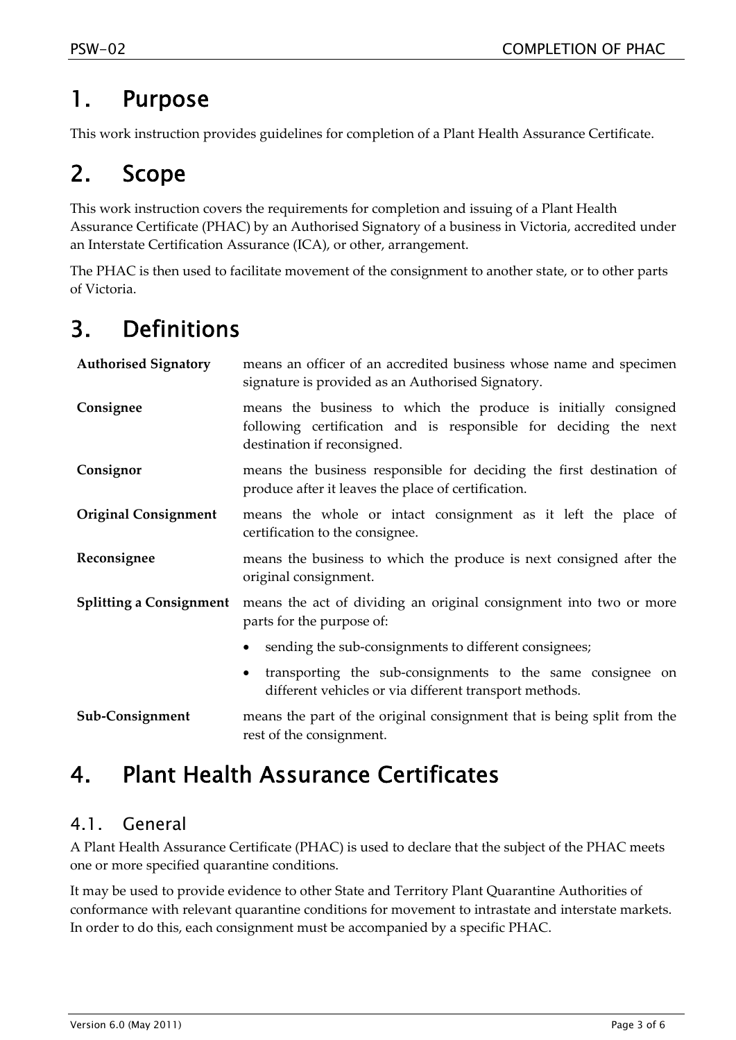# 1. Purpose

This work instruction provides guidelines for completion of a Plant Health Assurance Certificate.

# 2. Scope

This work instruction covers the requirements for completion and issuing of a Plant Health Assurance Certificate (PHAC) by an Authorised Signatory of a business in Victoria, accredited under an Interstate Certification Assurance (ICA), or other, arrangement.

The PHAC is then used to facilitate movement of the consignment to another state, or to other parts of Victoria.

# 3. Definitions

| | |
|---|---|
| **Authorised Signatory** | means an officer of an accredited business whose name and specimen signature is provided as an Authorised Signatory. |
| **Consignee** | means the business to which the produce is initially consigned following certification and is responsible for deciding the next destination if reconsigned. |
| **Consignor** | means the business responsible for deciding the first destination of produce after it leaves the place of certification. |
| **Original Consignment** | means the whole or intact consignment as it left the place of certification to the consignee. |
| **Reconsignee** | means the business to which the produce is next consigned after the original consignment. |
| **Splitting a Consignment** | means the act of dividing an original consignment into two or more parts for the purpose of:<br>• sending the sub-consignments to different consignees;<br>• transporting the sub-consignments to the same consignee on different vehicles or via different transport methods. |
| **Sub-Consignment** | means the part of the original consignment that is being split from the rest of the consignment. |

# 4. Plant Health Assurance Certificates

## 4.1. General

A Plant Health Assurance Certificate (PHAC) is used to declare that the subject of the PHAC meets one or more specified quarantine conditions.

It may be used to provide evidence to other State and Territory Plant Quarantine Authorities of conformance with relevant quarantine conditions for movement to intrastate and interstate markets. In order to do this, each consignment must be accompanied by a specific PHAC.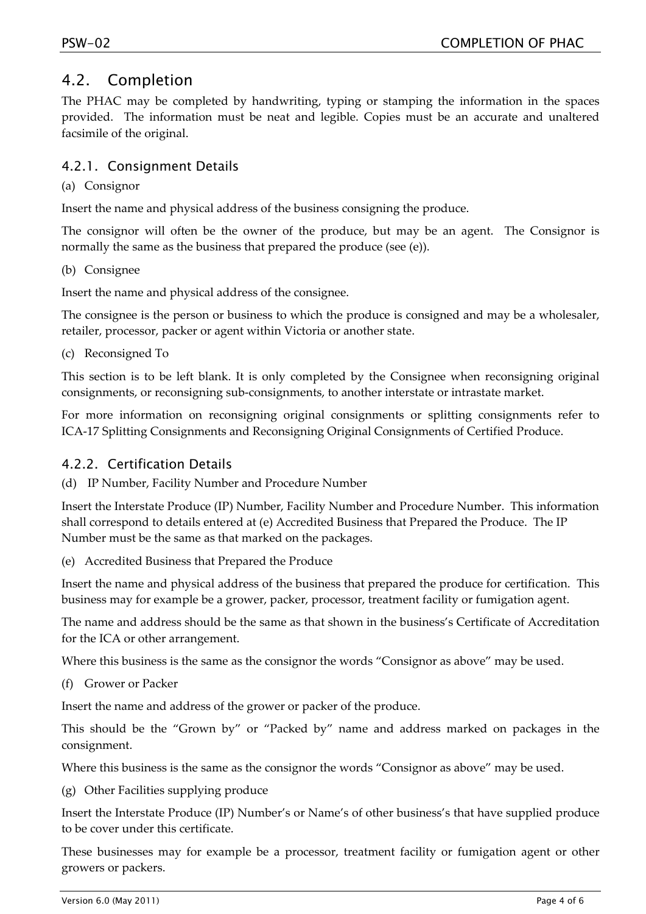## 4.2. Completion

The PHAC may be completed by handwriting, typing or stamping the information in the spaces provided. The information must be neat and legible. Copies must be an accurate and unaltered facsimile of the original.

### 4.2.1. Consignment Details

(a) Consignor

Insert the name and physical address of the business consigning the produce.

The consignor will often be the owner of the produce, but may be an agent. The Consignor is normally the same as the business that prepared the produce (see (e)).

(b) Consignee

Insert the name and physical address of the consignee.

The consignee is the person or business to which the produce is consigned and may be a wholesaler, retailer, processor, packer or agent within Victoria or another state.

(c) Reconsigned To

This section is to be left blank. It is only completed by the Consignee when reconsigning original consignments, or reconsigning sub-consignments, to another interstate or intrastate market.

For more information on reconsigning original consignments or splitting consignments refer to ICA-17 Splitting Consignments and Reconsigning Original Consignments of Certified Produce.

### 4.2.2. Certification Details

(d) IP Number, Facility Number and Procedure Number

Insert the Interstate Produce (IP) Number, Facility Number and Procedure Number. This information shall correspond to details entered at (e) Accredited Business that Prepared the Produce. The IP Number must be the same as that marked on the packages.

(e) Accredited Business that Prepared the Produce

Insert the name and physical address of the business that prepared the produce for certification. This business may for example be a grower, packer, processor, treatment facility or fumigation agent.

The name and address should be the same as that shown in the business's Certificate of Accreditation for the ICA or other arrangement.

Where this business is the same as the consignor the words "Consignor as above" may be used.

(f) Grower or Packer

Insert the name and address of the grower or packer of the produce.

This should be the "Grown by" or "Packed by" name and address marked on packages in the consignment.

Where this business is the same as the consignor the words "Consignor as above" may be used.

(g) Other Facilities supplying produce

Insert the Interstate Produce (IP) Number's or Name's of other business's that have supplied produce to be cover under this certificate.

These businesses may for example be a processor, treatment facility or fumigation agent or other growers or packers.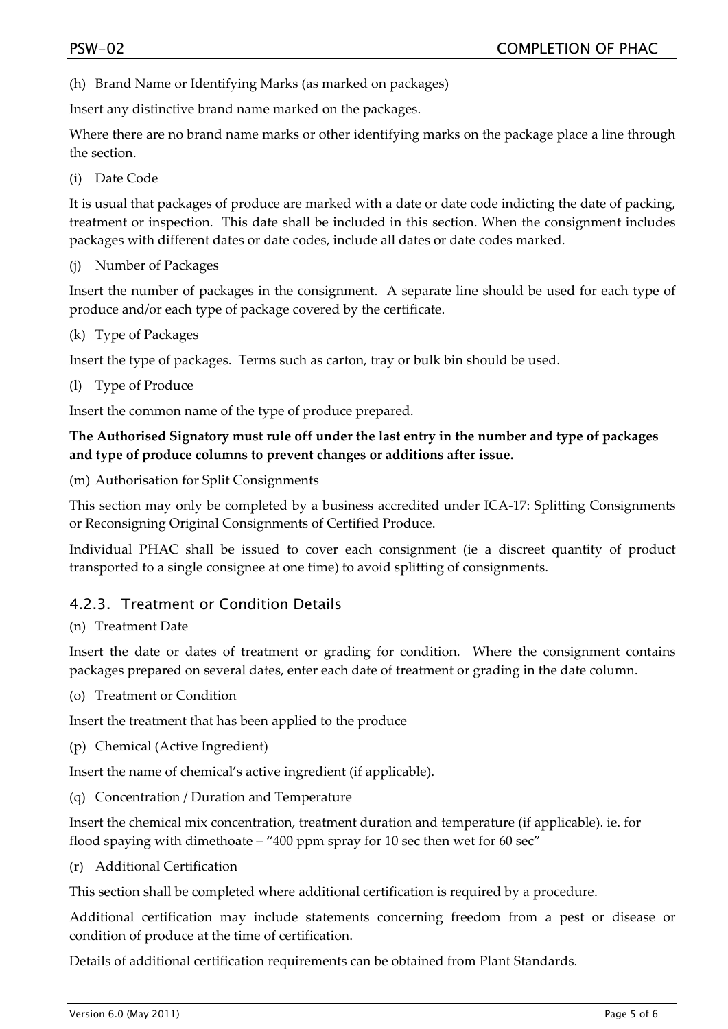(h) Brand Name or Identifying Marks (as marked on packages)

Insert any distinctive brand name marked on the packages.

Where there are no brand name marks or other identifying marks on the package place a line through the section.

(i) Date Code

It is usual that packages of produce are marked with a date or date code indicting the date of packing, treatment or inspection. This date shall be included in this section. When the consignment includes packages with different dates or date codes, include all dates or date codes marked.

(j) Number of Packages

Insert the number of packages in the consignment. A separate line should be used for each type of produce and/or each type of package covered by the certificate.

(k) Type of Packages

Insert the type of packages. Terms such as carton, tray or bulk bin should be used.

(l) Type of Produce

Insert the common name of the type of produce prepared.

**The Authorised Signatory must rule off under the last entry in the number and type of packages and type of produce columns to prevent changes or additions after issue.**

(m) Authorisation for Split Consignments

This section may only be completed by a business accredited under ICA-17: Splitting Consignments or Reconsigning Original Consignments of Certified Produce.

Individual PHAC shall be issued to cover each consignment (ie a discreet quantity of product transported to a single consignee at one time) to avoid splitting of consignments.

### 4.2.3. Treatment or Condition Details

(n) Treatment Date

Insert the date or dates of treatment or grading for condition. Where the consignment contains packages prepared on several dates, enter each date of treatment or grading in the date column.

(o) Treatment or Condition

Insert the treatment that has been applied to the produce

(p) Chemical (Active Ingredient)

Insert the name of chemical's active ingredient (if applicable).

(q) Concentration / Duration and Temperature

Insert the chemical mix concentration, treatment duration and temperature (if applicable). ie. for flood spaying with dimethoate – "400 ppm spray for 10 sec then wet for 60 sec"

(r) Additional Certification

This section shall be completed where additional certification is required by a procedure.

Additional certification may include statements concerning freedom from a pest or disease or condition of produce at the time of certification.

Details of additional certification requirements can be obtained from Plant Standards.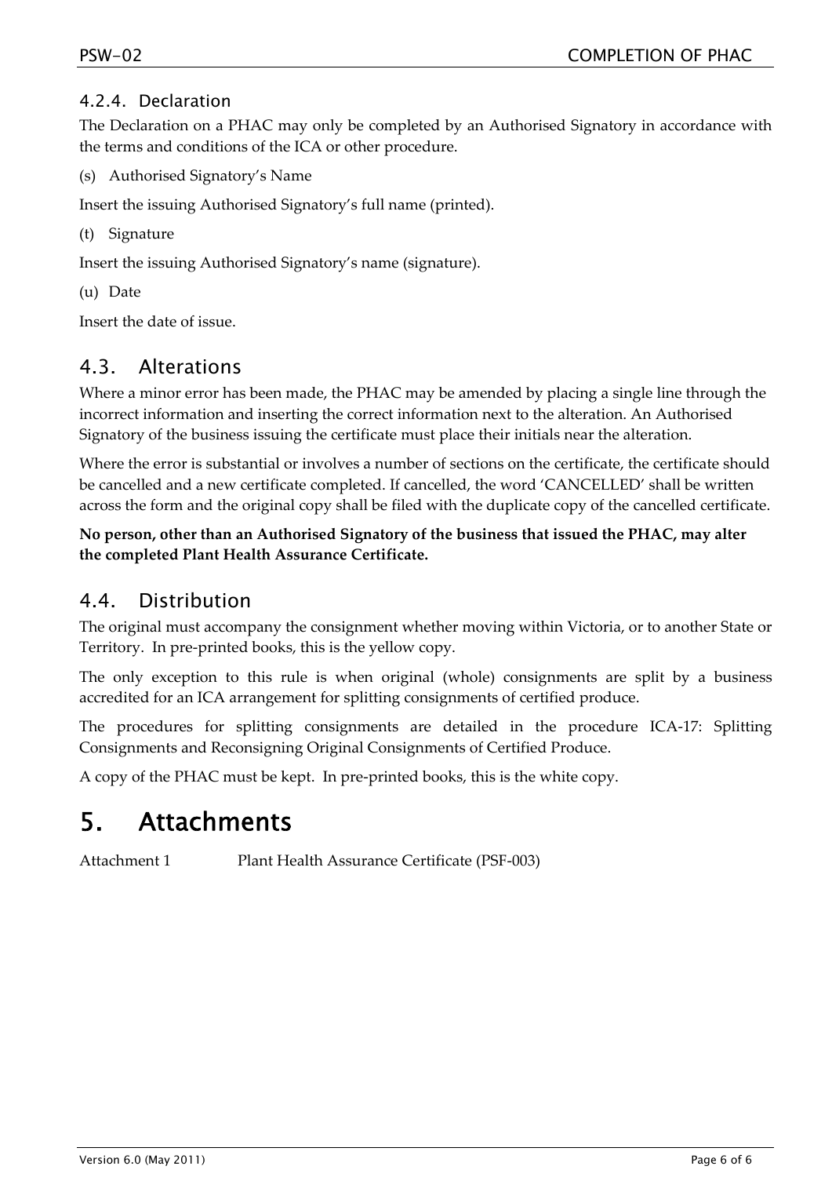#### 4.2.4. Declaration

The Declaration on a PHAC may only be completed by an Authorised Signatory in accordance with the terms and conditions of the ICA or other procedure.

(s) Authorised Signatory's Name

Insert the issuing Authorised Signatory's full name (printed).

(t) Signature

Insert the issuing Authorised Signatory's name (signature).

(u) Date

Insert the date of issue.

### 4.3. Alterations

Where a minor error has been made, the PHAC may be amended by placing a single line through the incorrect information and inserting the correct information next to the alteration. An Authorised Signatory of the business issuing the certificate must place their initials near the alteration.

Where the error is substantial or involves a number of sections on the certificate, the certificate should be cancelled and a new certificate completed. If cancelled, the word 'CANCELLED' shall be written across the form and the original copy shall be filed with the duplicate copy of the cancelled certificate.

**No person, other than an Authorised Signatory of the business that issued the PHAC, may alter the completed Plant Health Assurance Certificate.**

### 4.4. Distribution

The original must accompany the consignment whether moving within Victoria, or to another State or Territory. In pre-printed books, this is the yellow copy.

The only exception to this rule is when original (whole) consignments are split by a business accredited for an ICA arrangement for splitting consignments of certified produce.

The procedures for splitting consignments are detailed in the procedure ICA-17: Splitting Consignments and Reconsigning Original Consignments of Certified Produce.

A copy of the PHAC must be kept. In pre-printed books, this is the white copy.

## 5. Attachments

Attachment 1 Plant Health Assurance Certificate (PSF-003)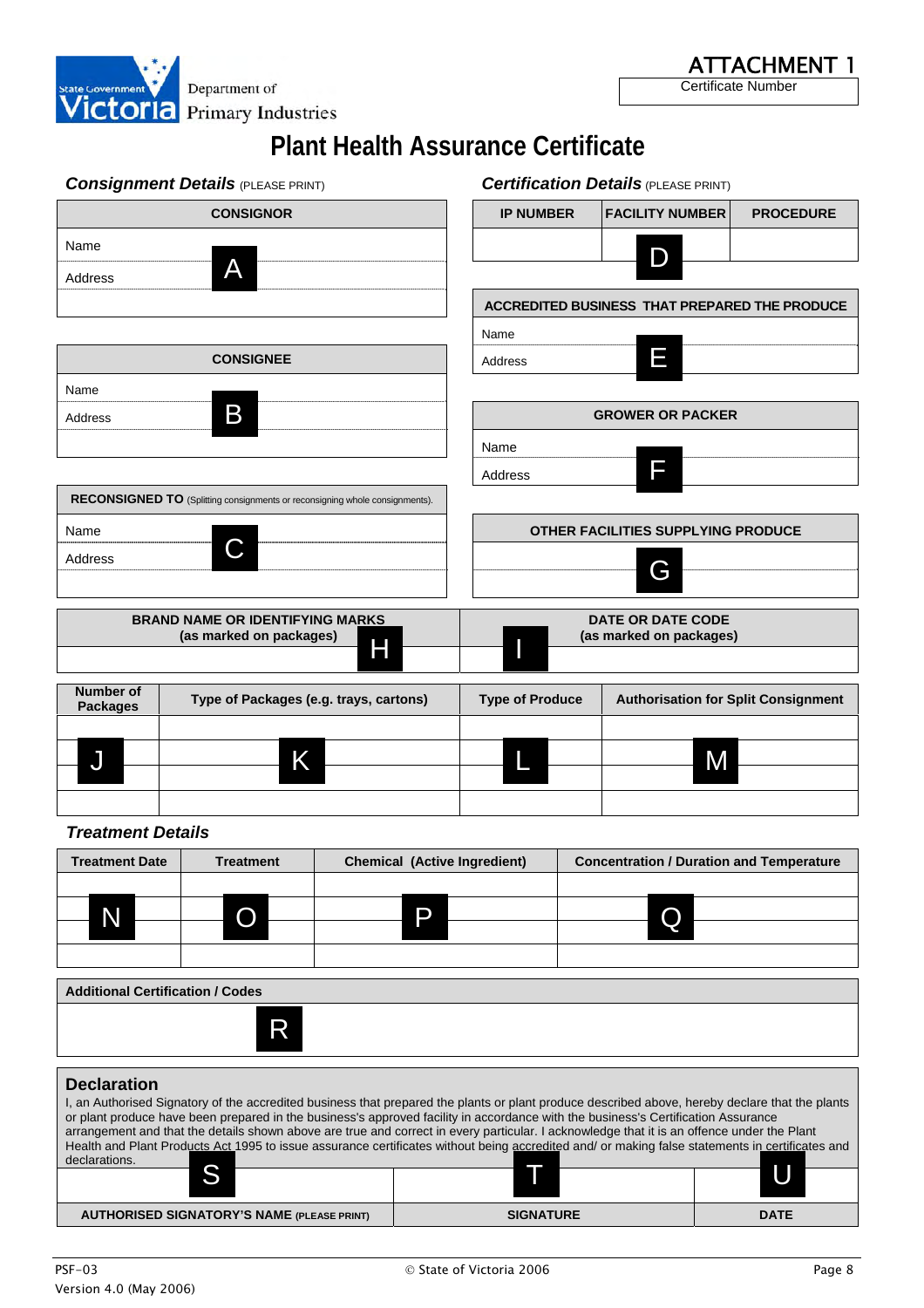State Government Victoria — Department of Primary Industries

# ATTACHMENT 1

| Certificate Number |
|---|
| |

# Plant Health Assurance Certificate

## *Consignment Details* (PLEASE PRINT)

| CONSIGNOR |
|---|
| Name A |
| Address |
| |

| CONSIGNEE |
|---|
| Name |
| Address B |
| |

| RECONSIGNED TO (Splitting consignments or reconsigning whole consignments). |
|---|
| Name C |
| Address |
| |

## *Certification Details* (PLEASE PRINT)

| IP NUMBER | FACILITY NUMBER | PROCEDURE |
|---|---|---|
| | D | |

| ACCREDITED BUSINESS THAT PREPARED THE PRODUCE |
|---|
| Name |
| Address E |

| GROWER OR PACKER |
|---|
| Name |
| Address F |

| OTHER FACILITIES SUPPLYING PRODUCE |
|---|
| G |
| |

| BRAND NAME OR IDENTIFYING MARKS (as marked on packages) | DATE OR DATE CODE (as marked on packages) |
|---|---|
| H | I |

| Number of Packages | Type of Packages (e.g. trays, cartons) | Type of Produce | Authorisation for Split Consignment |
|---|---|---|---|
| | | | |
| J | K | L | M |
| | | | |
| | | | |

## *Treatment Details*

| Treatment Date | Treatment | Chemical (Active Ingredient) | Concentration / Duration and Temperature |
|---|---|---|---|
| | | | |
| N | O | P | Q |
| | | | |
| | | | |

| Additional Certification / Codes |
|---|
| R |

## Declaration

I, an Authorised Signatory of the accredited business that prepared the plants or plant produce described above, hereby declare that the plants or plant produce have been prepared in the business's approved facility in accordance with the business's Certification Assurance arrangement and that the details shown above are true and correct in every particular. I acknowledge that it is an offence under the Plant Health and Plant Products Act 1995 to issue assurance certificates without being accredited and/ or making false statements in certificates and declarations.

| S | T | U |
|---|---|---|
| AUTHORISED SIGNATORY'S NAME (PLEASE PRINT) | SIGNATURE | DATE |

PSF-03
Version 4.0 (May 2006)

© State of Victoria 2006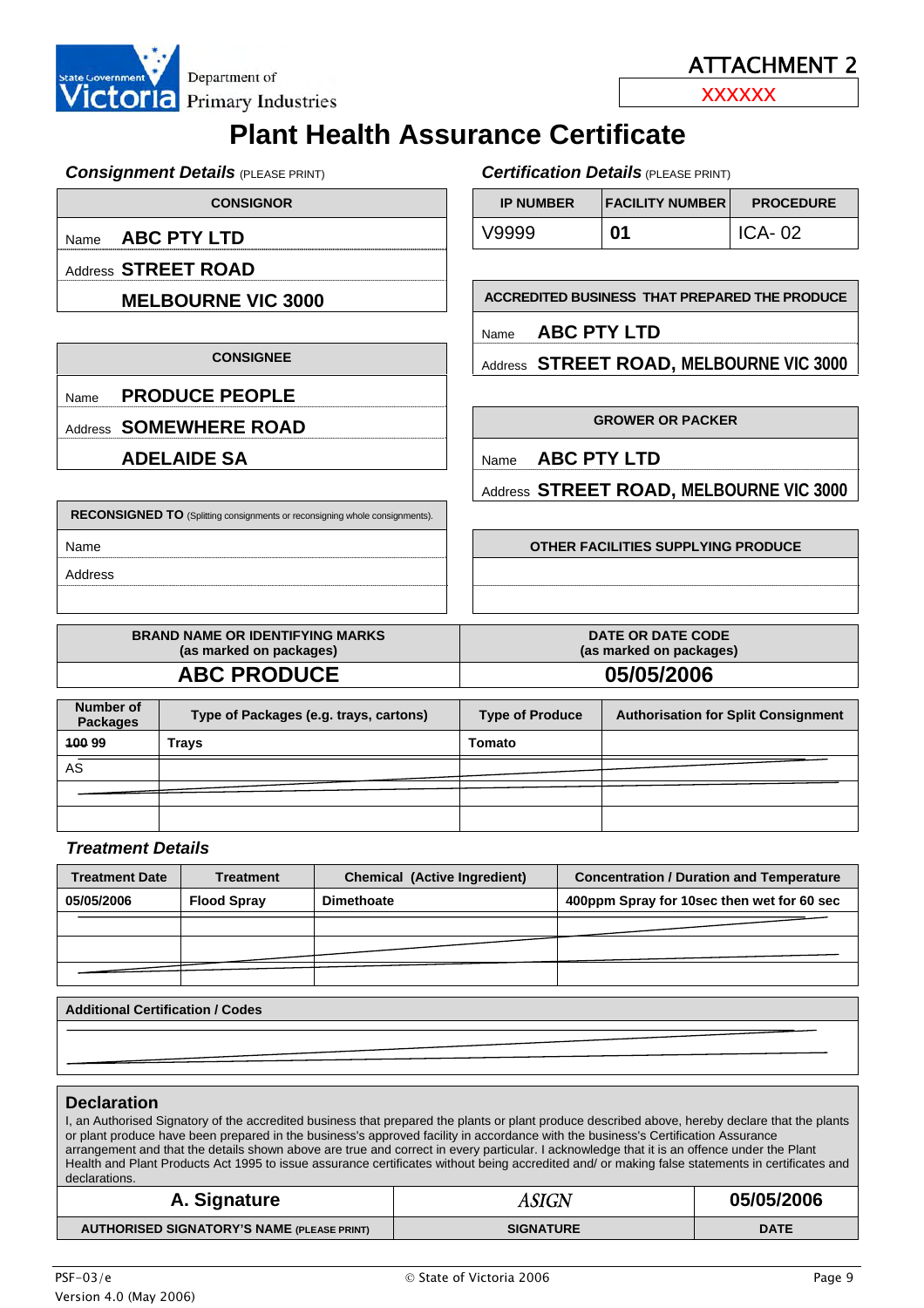State Government Victoria Department of Primary Industries

ATTACHMENT 2

XXXXXX

# Plant Health Assurance Certificate

***Consignment Details*** (PLEASE PRINT)

| CONSIGNOR |
|---|
| Name **ABC PTY LTD** |
| Address **STREET ROAD** |
| **MELBOURNE VIC 3000** |

| CONSIGNEE |
|---|
| Name **PRODUCE PEOPLE** |
| Address **SOMEWHERE ROAD** |
| **ADELAIDE SA** |

| RECONSIGNED TO (Splitting consignments or reconsigning whole consignments). |
|---|
| Name |
| Address |
| |

***Certification Details*** (PLEASE PRINT)

| IP NUMBER | FACILITY NUMBER | PROCEDURE |
|---|---|---|
| V9999 | **01** | ICA- 02 |

| ACCREDITED BUSINESS THAT PREPARED THE PRODUCE |
|---|
| Name **ABC PTY LTD** |
| Address **STREET ROAD, MELBOURNE VIC 3000** |

| GROWER OR PACKER |
|---|
| Name **ABC PTY LTD** |
| Address **STREET ROAD, MELBOURNE VIC 3000** |

| OTHER FACILITIES SUPPLYING PRODUCE |
|---|
| |
| |

| BRAND NAME OR IDENTIFYING MARKS (as marked on packages) | DATE OR DATE CODE (as marked on packages) |
|---|---|
| **ABC PRODUCE** | **05/05/2006** |

| Number of Packages | Type of Packages (e.g. trays, cartons) | Type of Produce | Authorisation for Split Consignment |
|---|---|---|---|
| **~~100~~ 99** | **Trays** | **Tomato** | |
| AS | | | |
| | | | |
| | | | |

***Treatment Details***

| Treatment Date | Treatment | Chemical (Active Ingredient) | Concentration / Duration and Temperature |
|---|---|---|---|
| **05/05/2006** | **Flood Spray** | **Dimethoate** | **400ppm Spray for 10sec then wet for 60 sec** |
| | | | |
| | | | |
| | | | |

| Additional Certification / Codes |
|---|
| |

## Declaration

I, an Authorised Signatory of the accredited business that prepared the plants or plant produce described above, hereby declare that the plants or plant produce have been prepared in the business's approved facility in accordance with the business's Certification Assurance arrangement and that the details shown above are true and correct in every particular. I acknowledge that it is an offence under the Plant Health and Plant Products Act 1995 to issue assurance certificates without being accredited and/ or making false statements in certificates and declarations.

| **A. Signature** | *ASIGN* | **05/05/2006** |
|---|---|---|
| AUTHORISED SIGNATORY'S NAME (PLEASE PRINT) | SIGNATURE | DATE |

PSF-03/e
Version 4.0 (May 2006)

© State of Victoria 2006